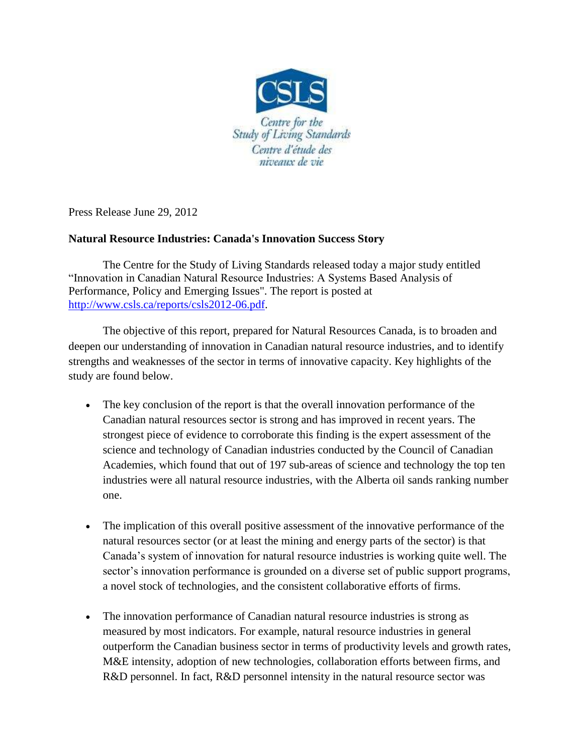CSLS

Centre for the Study of Living Standards

Centre d'étude des niveaux de vie

Press Release June 29, 2012

**Natural Resource Industries: Canada's Innovation Success Story**

The Centre for the Study of Living Standards released today a major study entitled "Innovation in Canadian Natural Resource Industries: A Systems Based Analysis of Performance, Policy and Emerging Issues". The report is posted at [http://www.csls.ca/reports/csls2012-06.pdf](http://www.csls.ca/reports/csls2012-06.pdf).

The objective of this report, prepared for Natural Resources Canada, is to broaden and deepen our understanding of innovation in Canadian natural resource industries, and to identify strengths and weaknesses of the sector in terms of innovative capacity. Key highlights of the study are found below.

- The key conclusion of the report is that the overall innovation performance of the Canadian natural resources sector is strong and has improved in recent years. The strongest piece of evidence to corroborate this finding is the expert assessment of the science and technology of Canadian industries conducted by the Council of Canadian Academies, which found that out of 197 sub-areas of science and technology the top ten industries were all natural resource industries, with the Alberta oil sands ranking number one.

- The implication of this overall positive assessment of the innovative performance of the natural resources sector (or at least the mining and energy parts of the sector) is that Canada's system of innovation for natural resource industries is working quite well. The sector's innovation performance is grounded on a diverse set of public support programs, a novel stock of technologies, and the consistent collaborative efforts of firms.

- The innovation performance of Canadian natural resource industries is strong as measured by most indicators. For example, natural resource industries in general outperform the Canadian business sector in terms of productivity levels and growth rates, M&E intensity, adoption of new technologies, collaboration efforts between firms, and R&D personnel. In fact, R&D personnel intensity in the natural resource sector was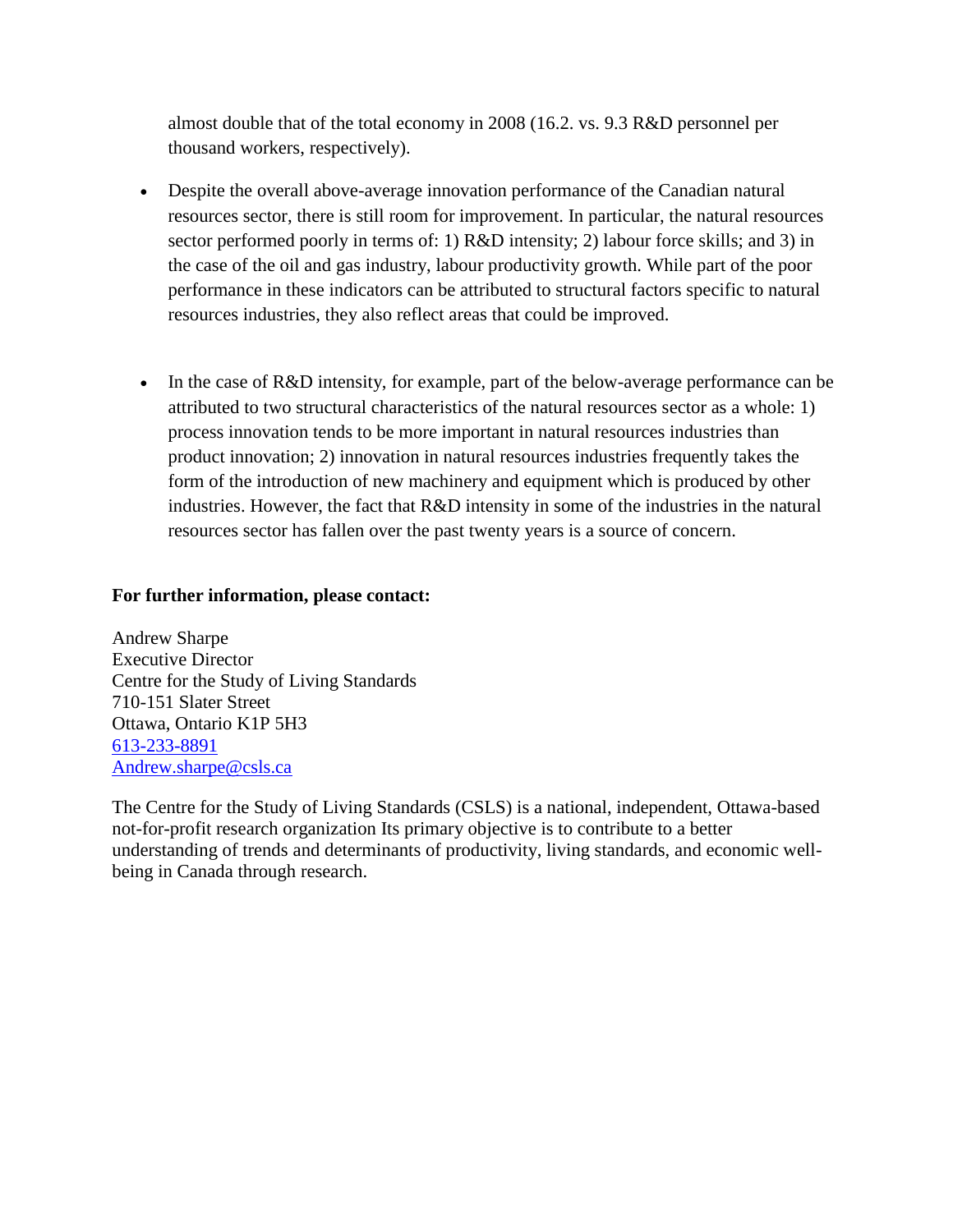almost double that of the total economy in 2008 (16.2. vs. 9.3 R&D personnel per thousand workers, respectively).

- Despite the overall above-average innovation performance of the Canadian natural resources sector, there is still room for improvement. In particular, the natural resources sector performed poorly in terms of: 1) R&D intensity; 2) labour force skills; and 3) in the case of the oil and gas industry, labour productivity growth. While part of the poor performance in these indicators can be attributed to structural factors specific to natural resources industries, they also reflect areas that could be improved.

- In the case of R&D intensity, for example, part of the below-average performance can be attributed to two structural characteristics of the natural resources sector as a whole: 1) process innovation tends to be more important in natural resources industries than product innovation; 2) innovation in natural resources industries frequently takes the form of the introduction of new machinery and equipment which is produced by other industries. However, the fact that R&D intensity in some of the industries in the natural resources sector has fallen over the past twenty years is a source of concern.

**For further information, please contact:**

Andrew Sharpe
Executive Director
Centre for the Study of Living Standards
710-151 Slater Street
Ottawa, Ontario K1P 5H3
613-233-8891
Andrew.sharpe@csls.ca

The Centre for the Study of Living Standards (CSLS) is a national, independent, Ottawa-based not-for-profit research organization Its primary objective is to contribute to a better understanding of trends and determinants of productivity, living standards, and economic well-being in Canada through research.